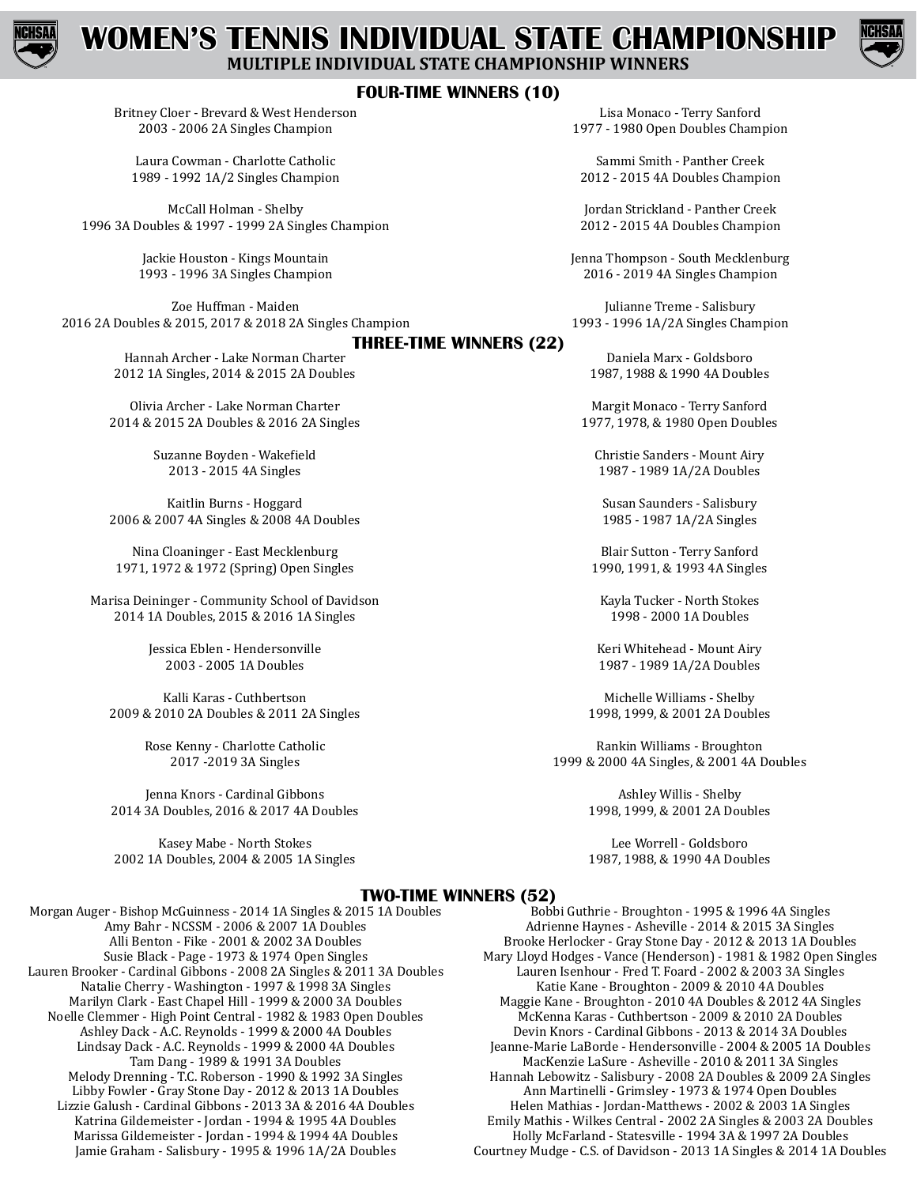# WOMEN'S TENNIS INDIVIDUAL STATE CHAMPIONSHIP

## MULTIPLE INDIVIDUAL STATE CHAMPIONSHIP WINNERS

### FOUR-TIME WINNERS (10)

Britney Cloer - Brevard & West Henderson
2003 - 2006 2A Singles Champion

Laura Cowman - Charlotte Catholic
1989 - 1992 1A/2 Singles Champion

McCall Holman - Shelby
1996 3A Doubles & 1997 - 1999 2A Singles Champion

Jackie Houston - Kings Mountain
1993 - 1996 3A Singles Champion

Zoe Huffman - Maiden
2016 2A Doubles & 2015, 2017 & 2018 2A Singles Champion

Lisa Monaco - Terry Sanford
1977 - 1980 Open Doubles Champion

Sammi Smith - Panther Creek
2012 - 2015 4A Doubles Champion

Jordan Strickland - Panther Creek
2012 - 2015 4A Doubles Champion

Jenna Thompson - South Mecklenburg
2016 - 2019 4A Singles Champion

Julianne Treme - Salisbury
1993 - 1996 1A/2A Singles Champion

### THREE-TIME WINNERS (22)

Hannah Archer - Lake Norman Charter
2012 1A Singles, 2014 & 2015 2A Doubles

Olivia Archer - Lake Norman Charter
2014 & 2015 2A Doubles & 2016 2A Singles

Suzanne Boyden - Wakefield
2013 - 2015 4A Singles

Kaitlin Burns - Hoggard
2006 & 2007 4A Singles & 2008 4A Doubles

Nina Cloaninger - East Mecklenburg
1971, 1972 & 1972 (Spring) Open Singles

Marisa Deininger - Community School of Davidson
2014 1A Doubles, 2015 & 2016 1A Singles

Jessica Eblen - Hendersonville
2003 - 2005 1A Doubles

Kalli Karas - Cuthbertson
2009 & 2010 2A Doubles & 2011 2A Singles

Rose Kenny - Charlotte Catholic
2017 -2019 3A Singles

Jenna Knors - Cardinal Gibbons
2014 3A Doubles, 2016 & 2017 4A Doubles

Kasey Mabe - North Stokes
2002 1A Doubles, 2004 & 2005 1A Singles

Daniela Marx - Goldsboro
1987, 1988 & 1990 4A Doubles

Margit Monaco - Terry Sanford
1977, 1978, & 1980 Open Doubles

Christie Sanders - Mount Airy
1987 - 1989 1A/2A Doubles

Susan Saunders - Salisbury
1985 - 1987 1A/2A Singles

Blair Sutton - Terry Sanford
1990, 1991, & 1993 4A Singles

Kayla Tucker - North Stokes
1998 - 2000 1A Doubles

Keri Whitehead - Mount Airy
1987 - 1989 1A/2A Doubles

Michelle Williams - Shelby
1998, 1999, & 2001 2A Doubles

Rankin Williams - Broughton
1999 & 2000 4A Singles, & 2001 4A Doubles

Ashley Willis - Shelby
1998, 1999, & 2001 2A Doubles

Lee Worrell - Goldsboro
1987, 1988, & 1990 4A Doubles

### TWO-TIME WINNERS (52)

Morgan Auger - Bishop McGuinness - 2014 1A Singles & 2015 1A Doubles
Amy Bahr - NCSSM - 2006 & 2007 1A Doubles
Alli Benton - Fike - 2001 & 2002 3A Doubles
Susie Black - Page - 1973 & 1974 Open Singles
Lauren Brooker - Cardinal Gibbons - 2008 2A Singles & 2011 3A Doubles
Natalie Cherry - Washington - 1997 & 1998 3A Singles
Marilyn Clark - East Chapel Hill - 1999 & 2000 3A Doubles
Noelle Clemmer - High Point Central - 1982 & 1983 Open Doubles
Ashley Dack - A.C. Reynolds - 1999 & 2000 4A Doubles
Lindsay Dack - A.C. Reynolds - 1999 & 2000 4A Doubles
Tam Dang - 1989 & 1991 3A Doubles
Melody Drenning - T.C. Roberson - 1990 & 1992 3A Singles
Libby Fowler - Gray Stone Day - 2012 & 2013 1A Doubles
Lizzie Galush - Cardinal Gibbons - 2013 3A & 2016 4A Doubles
Katrina Gildemeister - Jordan - 1994 & 1995 4A Doubles
Marissa Gildemeister - Jordan - 1994 & 1994 4A Doubles
Jamie Graham - Salisbury - 1995 & 1996 1A/2A Doubles
Bobbi Guthrie - Broughton - 1995 & 1996 4A Singles
Adrienne Haynes - Asheville - 2014 & 2015 3A Singles
Brooke Herlocker - Gray Stone Day - 2012 & 2013 1A Doubles
Mary Lloyd Hodges - Vance (Henderson) - 1981 & 1982 Open Singles
Lauren Isenhour - Fred T. Foard - 2002 & 2003 3A Singles
Katie Kane - Broughton - 2009 & 2010 4A Doubles
Maggie Kane - Broughton - 2010 4A Doubles & 2012 4A Singles
McKenna Karas - Cuthbertson - 2009 & 2010 2A Doubles
Devin Knors - Cardinal Gibbons - 2013 & 2014 3A Doubles
Jeanne-Marie LaBorde - Hendersonville - 2004 & 2005 1A Doubles
MacKenzie LaSure - Asheville - 2010 & 2011 3A Singles
Hannah Lebowitz - Salisbury - 2008 2A Doubles & 2009 2A Singles
Ann Martinelli - Grimsley - 1973 & 1974 Open Doubles
Helen Mathias - Jordan-Matthews - 2002 & 2003 1A Singles
Emily Mathis - Wilkes Central - 2002 2A Singles & 2003 2A Doubles
Holly McFarland - Statesville - 1994 3A & 1997 2A Doubles
Courtney Mudge - C.S. of Davidson - 2013 1A Singles & 2014 1A Doubles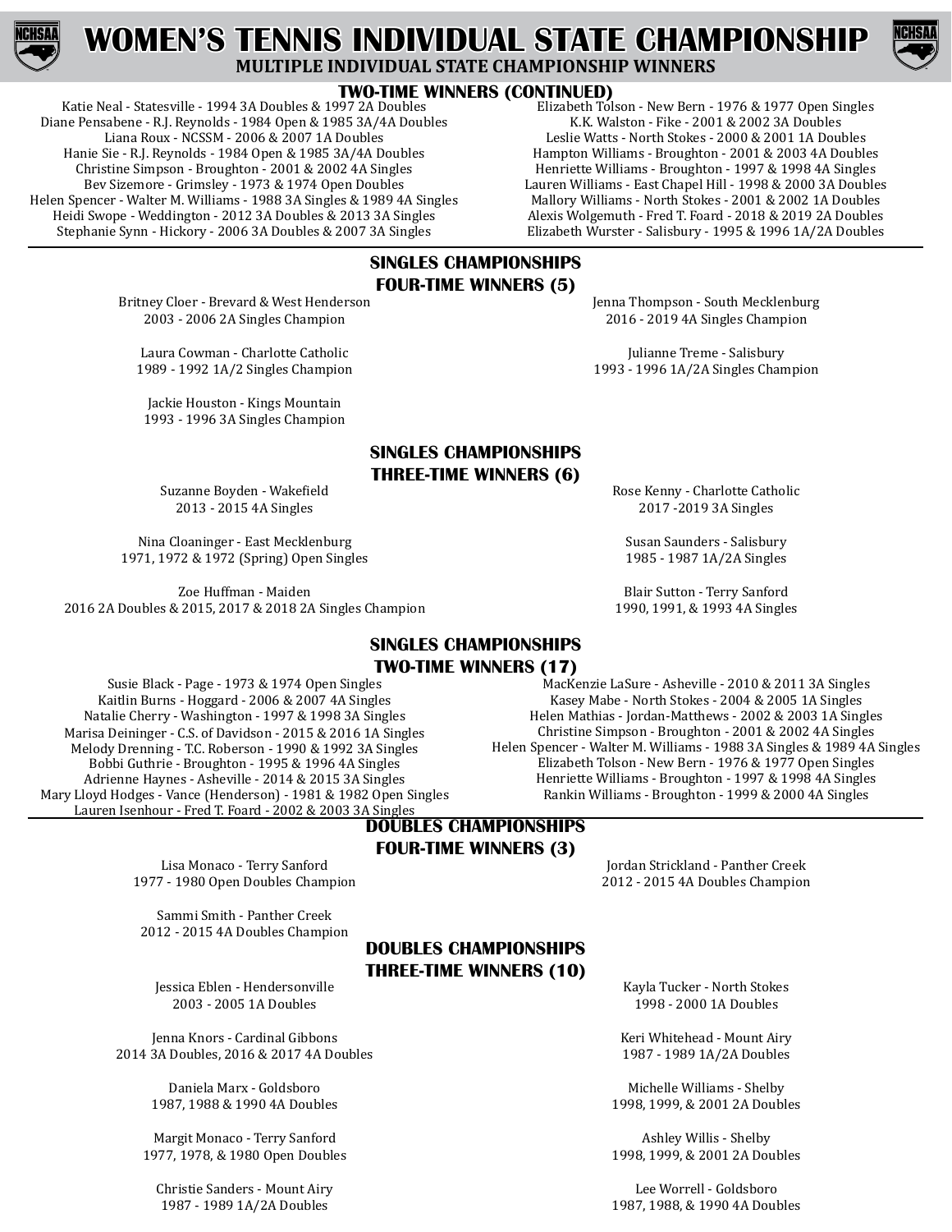# WOMEN'S TENNIS INDIVIDUAL STATE CHAMPIONSHIP

## MULTIPLE INDIVIDUAL STATE CHAMPIONSHIP WINNERS

### TWO-TIME WINNERS (CONTINUED)

Katie Neal - Statesville - 1994 3A Doubles & 1997 2A Doubles
Diane Pensabene - R.J. Reynolds - 1984 Open & 1985 3A/4A Doubles
Liana Roux - NCSSM - 2006 & 2007 1A Doubles
Hanie Sie - R.J. Reynolds - 1984 Open & 1985 3A/4A Doubles
Christine Simpson - Broughton - 2001 & 2002 4A Singles
Bev Sizemore - Grimsley - 1973 & 1974 Open Doubles
Helen Spencer - Walter M. Williams - 1988 3A Singles & 1989 4A Singles
Heidi Swope - Weddington - 2012 3A Doubles & 2013 3A Singles
Stephanie Synn - Hickory - 2006 3A Doubles & 2007 3A Singles
Elizabeth Tolson - New Bern - 1976 & 1977 Open Singles
K.K. Walston - Fike - 2001 & 2002 3A Doubles
Leslie Watts - North Stokes - 2000 & 2001 1A Doubles
Hampton Williams - Broughton - 2001 & 2003 4A Doubles
Henriette Williams - Broughton - 1997 & 1998 4A Singles
Lauren Williams - East Chapel Hill - 1998 & 2000 3A Doubles
Mallory Williams - North Stokes - 2001 & 2002 1A Doubles
Alexis Wolgemuth - Fred T. Foard - 2018 & 2019 2A Doubles
Elizabeth Wurster - Salisbury - 1995 & 1996 1A/2A Doubles

---

### SINGLES CHAMPIONSHIPS
### FOUR-TIME WINNERS (5)

Britney Cloer - Brevard & West Henderson
2003 - 2006 2A Singles Champion

Laura Cowman - Charlotte Catholic
1989 - 1992 1A/2 Singles Champion

Jackie Houston - Kings Mountain
1993 - 1996 3A Singles Champion

Jenna Thompson - South Mecklenburg
2016 - 2019 4A Singles Champion

Julianne Treme - Salisbury
1993 - 1996 1A/2A Singles Champion

### SINGLES CHAMPIONSHIPS
### THREE-TIME WINNERS (6)

Suzanne Boyden - Wakefield
2013 - 2015 4A Singles

Nina Cloaninger - East Mecklenburg
1971, 1972 & 1972 (Spring) Open Singles

Zoe Huffman - Maiden
2016 2A Doubles & 2015, 2017 & 2018 2A Singles Champion

Rose Kenny - Charlotte Catholic
2017 -2019 3A Singles

Susan Saunders - Salisbury
1985 - 1987 1A/2A Singles

Blair Sutton - Terry Sanford
1990, 1991, & 1993 4A Singles

### SINGLES CHAMPIONSHIPS
### TWO-TIME WINNERS (17)

Susie Black - Page - 1973 & 1974 Open Singles
Kaitlin Burns - Hoggard - 2006 & 2007 4A Singles
Natalie Cherry - Washington - 1997 & 1998 3A Singles
Marisa Deininger - C.S. of Davidson - 2015 & 2016 1A Singles
Melody Drenning - T.C. Roberson - 1990 & 1992 3A Singles
Bobbi Guthrie - Broughton - 1995 & 1996 4A Singles
Adrienne Haynes - Asheville - 2014 & 2015 3A Singles
Mary Lloyd Hodges - Vance (Henderson) - 1981 & 1982 Open Singles
Lauren Isenhour - Fred T. Foard - 2002 & 2003 3A Singles
MacKenzie LaSure - Asheville - 2010 & 2011 3A Singles
Kasey Mabe - North Stokes - 2004 & 2005 1A Singles
Helen Mathias - Jordan-Matthews - 2002 & 2003 1A Singles
Christine Simpson - Broughton - 2001 & 2002 4A Singles
Helen Spencer - Walter M. Williams - 1988 3A Singles & 1989 4A Singles
Elizabeth Tolson - New Bern - 1976 & 1977 Open Singles
Henriette Williams - Broughton - 1997 & 1998 4A Singles
Rankin Williams - Broughton - 1999 & 2000 4A Singles

---

### DOUBLES CHAMPIONSHIPS
### FOUR-TIME WINNERS (3)

Lisa Monaco - Terry Sanford
1977 - 1980 Open Doubles Champion

Sammi Smith - Panther Creek
2012 - 2015 4A Doubles Champion

Jordan Strickland - Panther Creek
2012 - 2015 4A Doubles Champion

### DOUBLES CHAMPIONSHIPS
### THREE-TIME WINNERS (10)

Jessica Eblen - Hendersonville
2003 - 2005 1A Doubles

Jenna Knors - Cardinal Gibbons
2014 3A Doubles, 2016 & 2017 4A Doubles

Daniela Marx - Goldsboro
1987, 1988 & 1990 4A Doubles

Margit Monaco - Terry Sanford
1977, 1978, & 1980 Open Doubles

Christie Sanders - Mount Airy
1987 - 1989 1A/2A Doubles

Kayla Tucker - North Stokes
1998 - 2000 1A Doubles

Keri Whitehead - Mount Airy
1987 - 1989 1A/2A Doubles

Michelle Williams - Shelby
1998, 1999, & 2001 2A Doubles

Ashley Willis - Shelby
1998, 1999, & 2001 2A Doubles

Lee Worrell - Goldsboro
1987, 1988, & 1990 4A Doubles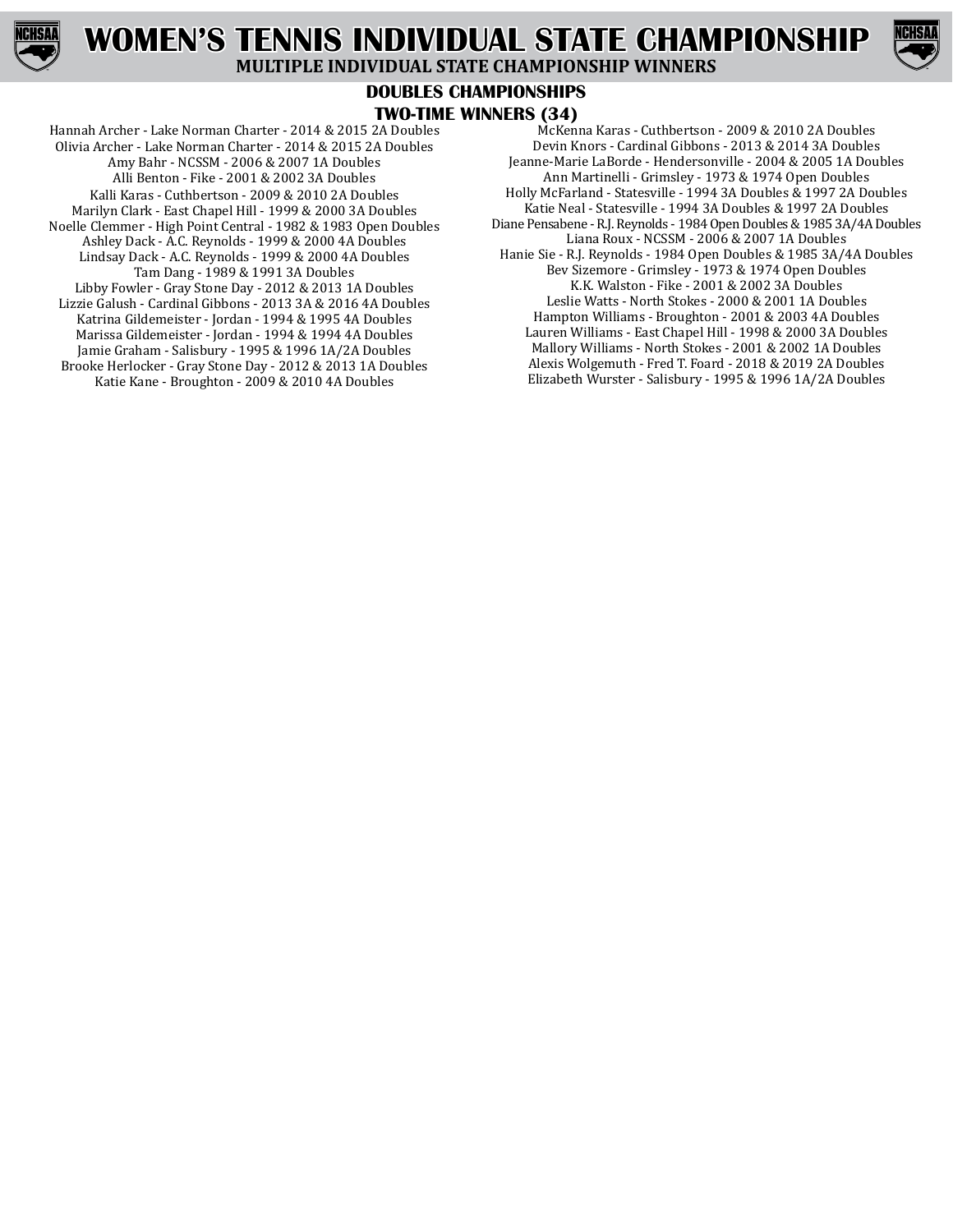# WOMEN'S TENNIS INDIVIDUAL STATE CHAMPIONSHIP

## MULTIPLE INDIVIDUAL STATE CHAMPIONSHIP WINNERS

### DOUBLES CHAMPIONSHIPS

### TWO-TIME WINNERS (34)

Hannah Archer - Lake Norman Charter - 2014 & 2015 2A Doubles
Olivia Archer - Lake Norman Charter - 2014 & 2015 2A Doubles
Amy Bahr - NCSSM - 2006 & 2007 1A Doubles
Alli Benton - Fike - 2001 & 2002 3A Doubles
Kalli Karas - Cuthbertson - 2009 & 2010 2A Doubles
Marilyn Clark - East Chapel Hill - 1999 & 2000 3A Doubles
Noelle Clemmer - High Point Central - 1982 & 1983 Open Doubles
Ashley Dack - A.C. Reynolds - 1999 & 2000 4A Doubles
Lindsay Dack - A.C. Reynolds - 1999 & 2000 4A Doubles
Tam Dang - 1989 & 1991 3A Doubles
Libby Fowler - Gray Stone Day - 2012 & 2013 1A Doubles
Lizzie Galush - Cardinal Gibbons - 2013 3A & 2016 4A Doubles
Katrina Gildemeister - Jordan - 1994 & 1995 4A Doubles
Marissa Gildemeister - Jordan - 1994 & 1994 4A Doubles
Jamie Graham - Salisbury - 1995 & 1996 1A/2A Doubles
Brooke Herlocker - Gray Stone Day - 2012 & 2013 1A Doubles
Katie Kane - Broughton - 2009 & 2010 4A Doubles
McKenna Karas - Cuthbertson - 2009 & 2010 2A Doubles
Devin Knors - Cardinal Gibbons - 2013 & 2014 3A Doubles
Jeanne-Marie LaBorde - Hendersonville - 2004 & 2005 1A Doubles
Ann Martinelli - Grimsley - 1973 & 1974 Open Doubles
Holly McFarland - Statesville - 1994 3A Doubles & 1997 2A Doubles
Katie Neal - Statesville - 1994 3A Doubles & 1997 2A Doubles
Diane Pensabene - R.J. Reynolds - 1984 Open Doubles & 1985 3A/4A Doubles
Liana Roux - NCSSM - 2006 & 2007 1A Doubles
Hanie Sie - R.J. Reynolds - 1984 Open Doubles & 1985 3A/4A Doubles
Bev Sizemore - Grimsley - 1973 & 1974 Open Doubles
K.K. Walston - Fike - 2001 & 2002 3A Doubles
Leslie Watts - North Stokes - 2000 & 2001 1A Doubles
Hampton Williams - Broughton - 2001 & 2003 4A Doubles
Lauren Williams - East Chapel Hill - 1998 & 2000 3A Doubles
Mallory Williams - North Stokes - 2001 & 2002 1A Doubles
Alexis Wolgemuth - Fred T. Foard - 2018 & 2019 2A Doubles
Elizabeth Wurster - Salisbury - 1995 & 1996 1A/2A Doubles